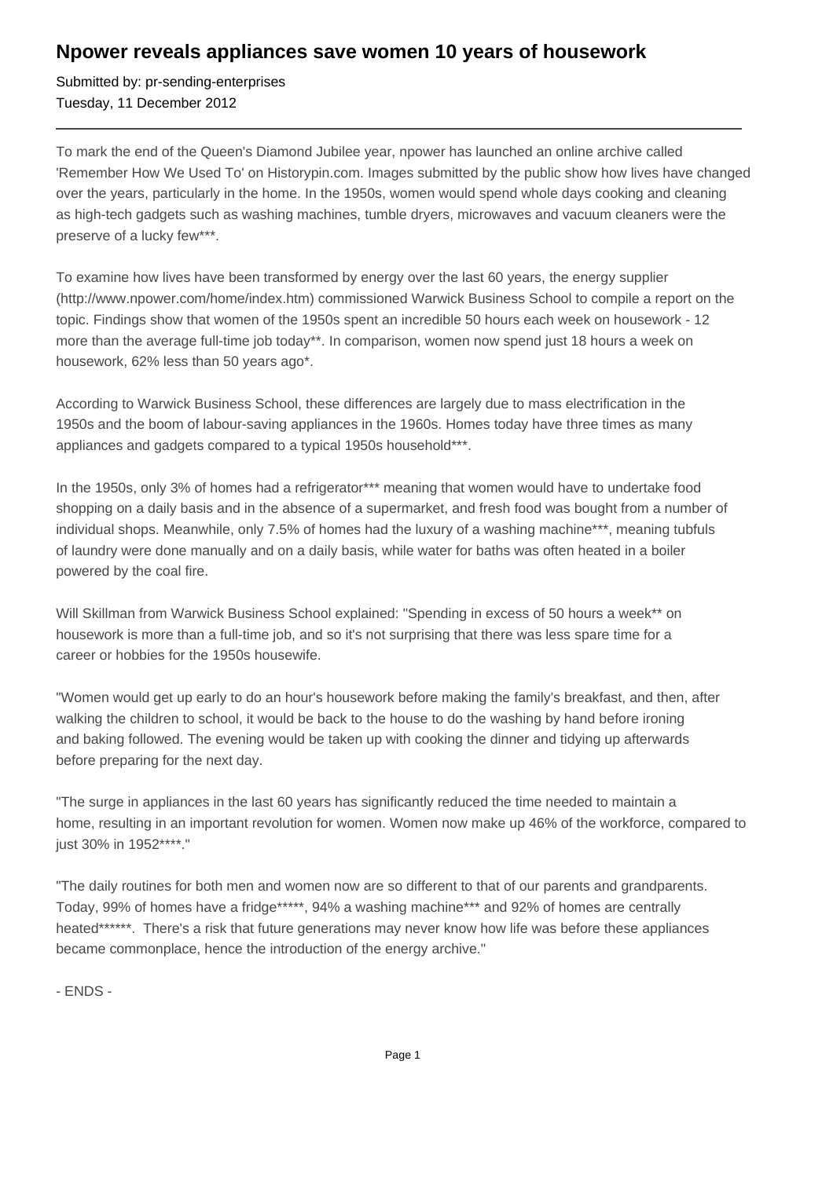# Npower reveals appliances save women 10 years of housework

Submitted by: pr-sending-enterprises
Tuesday, 11 December 2012

---

To mark the end of the Queen's Diamond Jubilee year, npower has launched an online archive called 'Remember How We Used To' on Historypin.com. Images submitted by the public show how lives have changed over the years, particularly in the home. In the 1950s, women would spend whole days cooking and cleaning as high-tech gadgets such as washing machines, tumble dryers, microwaves and vacuum cleaners were the preserve of a lucky few***.

To examine how lives have been transformed by energy over the last 60 years, the energy supplier (http://www.npower.com/home/index.htm) commissioned Warwick Business School to compile a report on the topic. Findings show that women of the 1950s spent an incredible 50 hours each week on housework - 12 more than the average full-time job today**. In comparison, women now spend just 18 hours a week on housework, 62% less than 50 years ago*.

According to Warwick Business School, these differences are largely due to mass electrification in the 1950s and the boom of labour-saving appliances in the 1960s. Homes today have three times as many appliances and gadgets compared to a typical 1950s household***.

In the 1950s, only 3% of homes had a refrigerator*** meaning that women would have to undertake food shopping on a daily basis and in the absence of a supermarket, and fresh food was bought from a number of individual shops. Meanwhile, only 7.5% of homes had the luxury of a washing machine***, meaning tubfuls of laundry were done manually and on a daily basis, while water for baths was often heated in a boiler powered by the coal fire.

Will Skillman from Warwick Business School explained: "Spending in excess of 50 hours a week** on housework is more than a full-time job, and so it's not surprising that there was less spare time for a career or hobbies for the 1950s housewife.

"Women would get up early to do an hour's housework before making the family's breakfast, and then, after walking the children to school, it would be back to the house to do the washing by hand before ironing and baking followed. The evening would be taken up with cooking the dinner and tidying up afterwards before preparing for the next day.

"The surge in appliances in the last 60 years has significantly reduced the time needed to maintain a home, resulting in an important revolution for women. Women now make up 46% of the workforce, compared to just 30% in 1952****."

"The daily routines for both men and women now are so different to that of our parents and grandparents. Today, 99% of homes have a fridge*****, 94% a washing machine*** and 92% of homes are centrally heated******. There's a risk that future generations may never know how life was before these appliances became commonplace, hence the introduction of the energy archive."

- ENDS -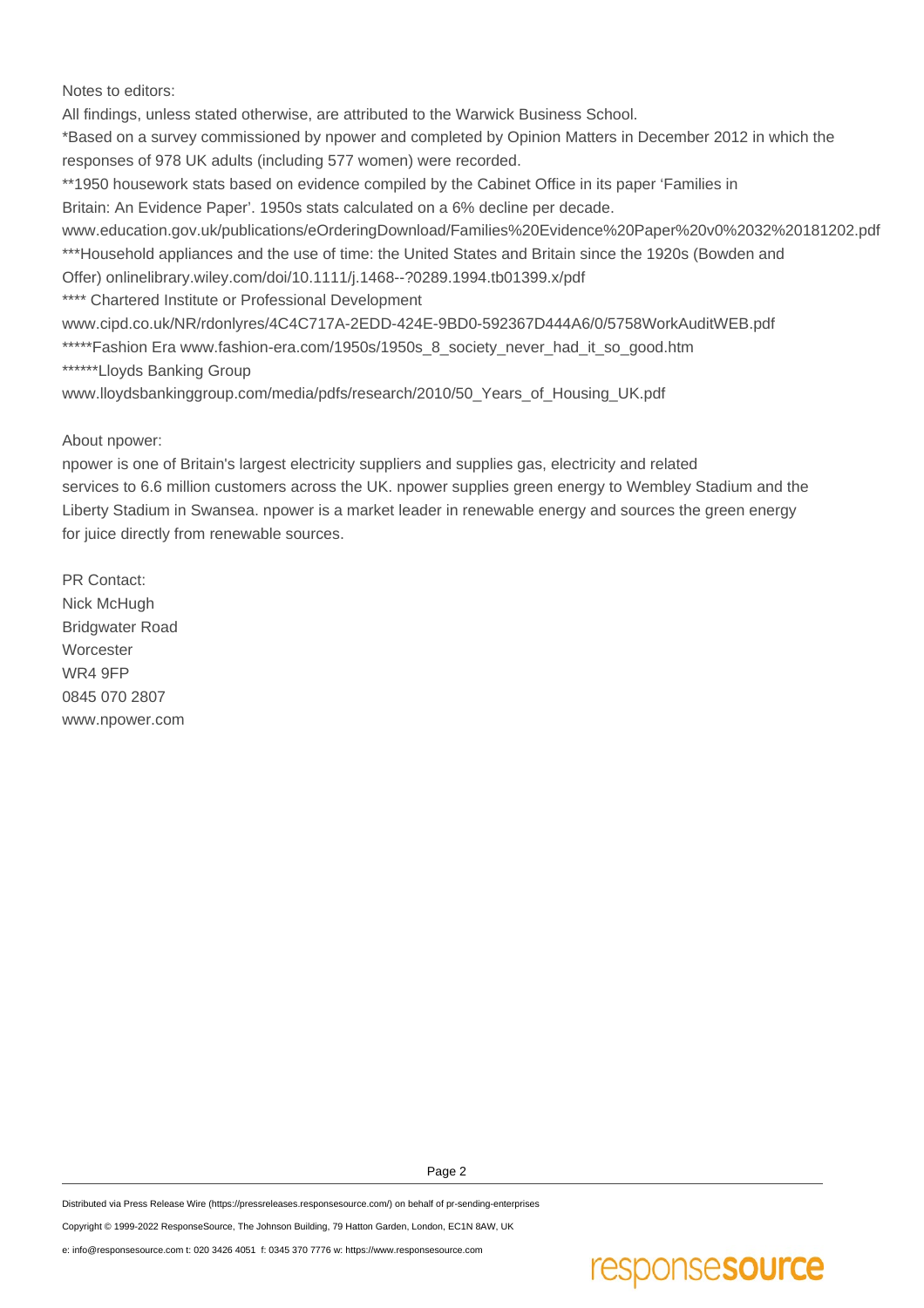Notes to editors:

All findings, unless stated otherwise, are attributed to the Warwick Business School.

*Based on a survey commissioned by npower and completed by Opinion Matters in December 2012 in which the responses of 978 UK adults (including 577 women) were recorded.

**1950 housework stats based on evidence compiled by the Cabinet Office in its paper 'Families in Britain: An Evidence Paper'. 1950s stats calculated on a 6% decline per decade.
www.education.gov.uk/publications/eOrderingDownload/Families%20Evidence%20Paper%20v0%2032%20181202.pdf

***Household appliances and the use of time: the United States and Britain since the 1920s (Bowden and Offer) onlinelibrary.wiley.com/doi/10.1111/j.1468--?0289.1994.tb01399.x/pdf

**** Chartered Institute or Professional Development
www.cipd.co.uk/NR/rdonlyres/4C4C717A-2EDD-424E-9BD0-592367D444A6/0/5758WorkAuditWEB.pdf

*****Fashion Era www.fashion-era.com/1950s/1950s_8_society_never_had_it_so_good.htm

******Lloyds Banking Group
www.lloydsbankinggroup.com/media/pdfs/research/2010/50_Years_of_Housing_UK.pdf

About npower:

npower is one of Britain's largest electricity suppliers and supplies gas, electricity and related services to 6.6 million customers across the UK. npower supplies green energy to Wembley Stadium and the Liberty Stadium in Swansea. npower is a market leader in renewable energy and sources the green energy for juice directly from renewable sources.

PR Contact:
Nick McHugh
Bridgwater Road
Worcester
WR4 9FP
0845 070 2807
www.npower.com